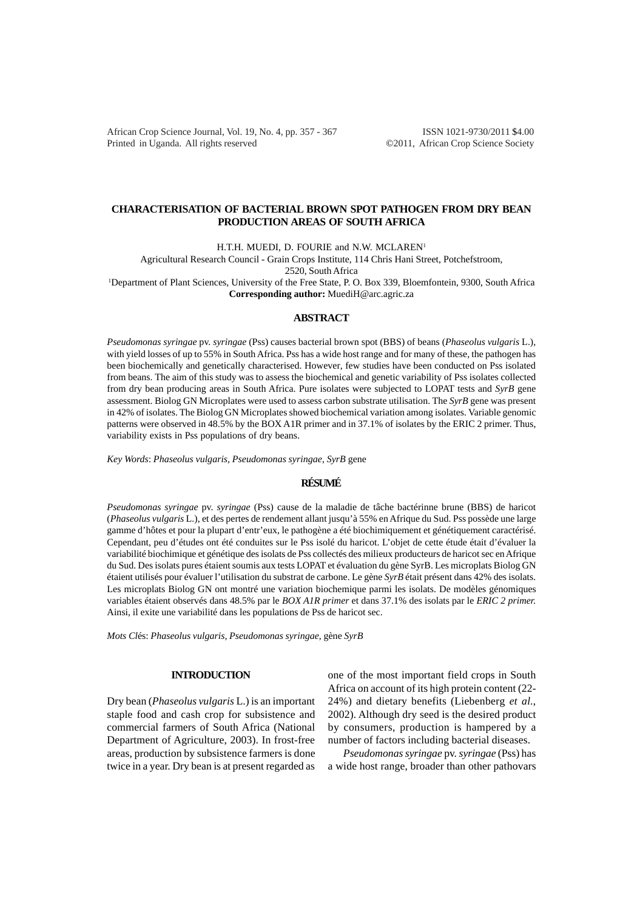# CHARACTERISATION OF BACTERIAL BROWN SPOT PATHOGEN FROM DRY BEAN PRODUCTION AREAS OF SOUTH AFRICA

H.T.H. MUEDI, D. FOURIE and N.W. MCLAREN[1]

Agricultural Research Council - Grain Crops Institute, 114 Chris Hani Street, Potchefstroom, 2520, South Africa

[1]Department of Plant Sciences, University of the Free State, P. O. Box 339, Bloemfontein, 9300, South Africa

**Corresponding author:** MuediH@arc.agric.za

## ABSTRACT

*Pseudomonas syringae* pv. *syringae* (Pss) causes bacterial brown spot (BBS) of beans (*Phaseolus vulgaris* L.), with yield losses of up to 55% in South Africa. Pss has a wide host range and for many of these, the pathogen has been biochemically and genetically characterised. However, few studies have been conducted on Pss isolated from beans. The aim of this study was to assess the biochemical and genetic variability of Pss isolates collected from dry bean producing areas in South Africa. Pure isolates were subjected to LOPAT tests and *SyrB* gene assessment. Biolog GN Microplates were used to assess carbon substrate utilisation. The *SyrB* gene was present in 42% of isolates. The Biolog GN Microplates showed biochemical variation among isolates. Variable genomic patterns were observed in 48.5% by the BOX A1R primer and in 37.1% of isolates by the ERIC 2 primer. Thus, variability exists in Pss populations of dry beans.

*Key Words*: *Phaseolus vulgaris*, *Pseudomonas syringae*, *SyrB* gene

## RÉSUMÉ

*Pseudomonas syringae* pv. *syringae* (Pss) cause de la maladie de tâche bactérinne brune (BBS) de haricot (*Phaseolus vulgaris* L.), et des pertes de rendement allant jusqu'à 55% en Afrique du Sud. Pss possède une large gamme d'hôtes et pour la plupart d'entr'eux, le pathogène a été biochimiquement et génétiquement caractérisé. Cependant, peu d'études ont été conduites sur le Pss isolé du haricot. L'objet de cette étude était d'évaluer la variabilité biochimique et génétique des isolats de Pss collectés des milieux producteurs de haricot sec en Afrique du Sud. Des isolats pures étaient soumis aux tests LOPAT et évaluation du gène SyrB. Les microplats Biolog GN étaient utilisés pour évaluer l'utilisation du substrat de carbone. Le gène *SyrB* était présent dans 42% des isolats. Les microplats Biolog GN ont montré une variation biochemique parmi les isolats. De modèles génomiques variables étaient observés dans 48.5% par le *BOX A1R primer* et dans 37.1% des isolats par le *ERIC 2 primer.* Ainsi, il exite une variabilité dans les populations de Pss de haricot sec.

*Mots Clés*: *Phaseolus vulgaris, Pseudomonas syringae,* gène *SyrB*

## INTRODUCTION

Dry bean (*Phaseolus vulgaris* L.) is an important staple food and cash crop for subsistence and commercial farmers of South Africa (National Department of Agriculture, 2003). In frost-free areas, production by subsistence farmers is done twice in a year. Dry bean is at present regarded as one of the most important field crops in South Africa on account of its high protein content (22-24%) and dietary benefits (Liebenberg *et al*., 2002). Although dry seed is the desired product by consumers, production is hampered by a number of factors including bacterial diseases.

*Pseudomonas syringae* pv. *syringae* (Pss) has a wide host range, broader than other pathovars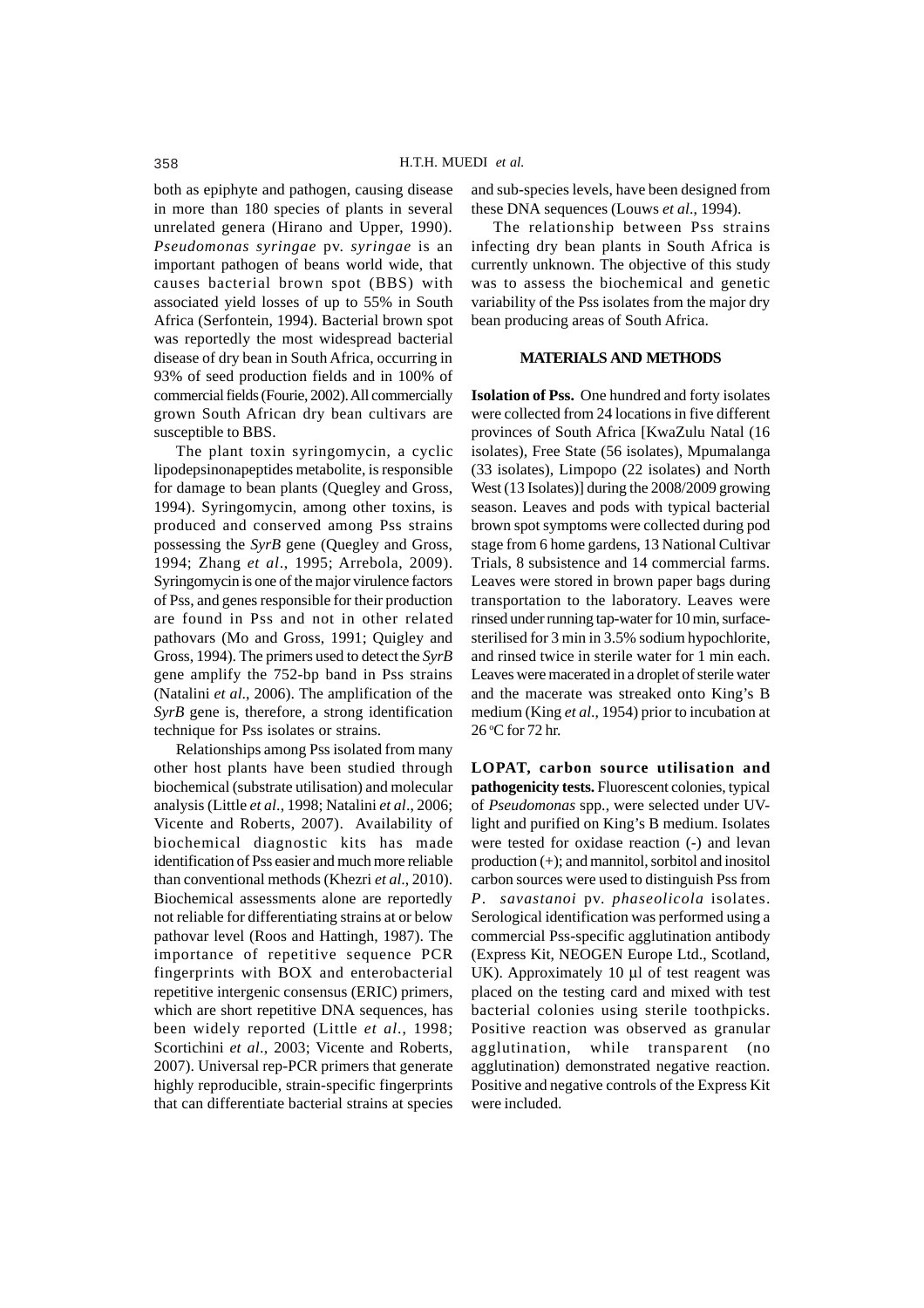both as epiphyte and pathogen, causing disease in more than 180 species of plants in several unrelated genera (Hirano and Upper, 1990). *Pseudomonas syringae* pv. *syringae* is an important pathogen of beans world wide, that causes bacterial brown spot (BBS) with associated yield losses of up to 55% in South Africa (Serfontein, 1994). Bacterial brown spot was reportedly the most widespread bacterial disease of dry bean in South Africa, occurring in 93% of seed production fields and in 100% of commercial fields (Fourie, 2002). All commercially grown South African dry bean cultivars are susceptible to BBS.

The plant toxin syringomycin, a cyclic lipodepsinonapeptides metabolite, is responsible for damage to bean plants (Quegley and Gross, 1994). Syringomycin, among other toxins, is produced and conserved among Pss strains possessing the *SyrB* gene (Quegley and Gross, 1994; Zhang *et al*., 1995; Arrebola, 2009). Syringomycin is one of the major virulence factors of Pss, and genes responsible for their production are found in Pss and not in other related pathovars (Mo and Gross, 1991; Quigley and Gross, 1994). The primers used to detect the *SyrB* gene amplify the 752-bp band in Pss strains (Natalini *et al*., 2006). The amplification of the *SyrB* gene is, therefore, a strong identification technique for Pss isolates or strains.

Relationships among Pss isolated from many other host plants have been studied through biochemical (substrate utilisation) and molecular analysis (Little *et al*., 1998; Natalini *et al*., 2006; Vicente and Roberts, 2007). Availability of biochemical diagnostic kits has made identification of Pss easier and much more reliable than conventional methods (Khezri *et al*., 2010). Biochemical assessments alone are reportedly not reliable for differentiating strains at or below pathovar level (Roos and Hattingh, 1987). The importance of repetitive sequence PCR fingerprints with BOX and enterobacterial repetitive intergenic consensus (ERIC) primers, which are short repetitive DNA sequences, has been widely reported (Little *et al*., 1998; Scortichini *et al*., 2003; Vicente and Roberts, 2007). Universal rep-PCR primers that generate highly reproducible, strain-specific fingerprints that can differentiate bacterial strains at species and sub-species levels, have been designed from these DNA sequences (Louws *et al*., 1994).

The relationship between Pss strains infecting dry bean plants in South Africa is currently unknown. The objective of this study was to assess the biochemical and genetic variability of the Pss isolates from the major dry bean producing areas of South Africa.

## MATERIALS AND METHODS

**Isolation of Pss.** One hundred and forty isolates were collected from 24 locations in five different provinces of South Africa [KwaZulu Natal (16 isolates), Free State (56 isolates), Mpumalanga (33 isolates), Limpopo (22 isolates) and North West (13 Isolates)] during the 2008/2009 growing season. Leaves and pods with typical bacterial brown spot symptoms were collected during pod stage from 6 home gardens, 13 National Cultivar Trials, 8 subsistence and 14 commercial farms. Leaves were stored in brown paper bags during transportation to the laboratory. Leaves were rinsed under running tap-water for 10 min, surface-sterilised for 3 min in 3.5% sodium hypochlorite, and rinsed twice in sterile water for 1 min each. Leaves were macerated in a droplet of sterile water and the macerate was streaked onto King's B medium (King *et al*., 1954) prior to incubation at 26 °C for 72 hr.

**LOPAT, carbon source utilisation and pathogenicity tests.** Fluorescent colonies, typical of *Pseudomonas* spp., were selected under UV-light and purified on King's B medium. Isolates were tested for oxidase reaction (-) and levan production (+); and mannitol, sorbitol and inositol carbon sources were used to distinguish Pss from *P. savastanoi* pv. *phaseolicola* isolates. Serological identification was performed using a commercial Pss-specific agglutination antibody (Express Kit, NEOGEN Europe Ltd., Scotland, UK). Approximately 10 µl of test reagent was placed on the testing card and mixed with test bacterial colonies using sterile toothpicks. Positive reaction was observed as granular agglutination, while transparent (no agglutination) demonstrated negative reaction. Positive and negative controls of the Express Kit were included.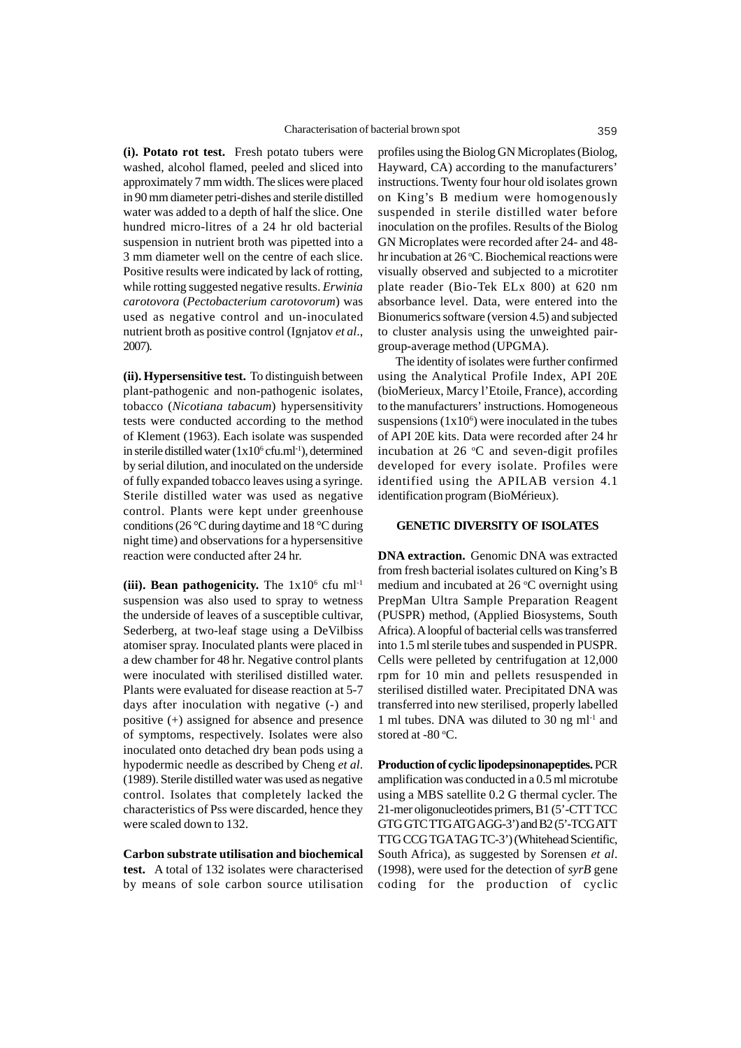**(i). Potato rot test.** Fresh potato tubers were washed, alcohol flamed, peeled and sliced into approximately 7 mm width. The slices were placed in 90 mm diameter petri-dishes and sterile distilled water was added to a depth of half the slice. One hundred micro-litres of a 24 hr old bacterial suspension in nutrient broth was pipetted into a 3 mm diameter well on the centre of each slice. Positive results were indicated by lack of rotting, while rotting suggested negative results. *Erwinia carotovora* (*Pectobacterium carotovorum*) was used as negative control and un-inoculated nutrient broth as positive control (Ignjatov *et al*., 2007).

**(ii). Hypersensitive test.** To distinguish between plant-pathogenic and non-pathogenic isolates, tobacco (*Nicotiana tabacum*) hypersensitivity tests were conducted according to the method of Klement (1963). Each isolate was suspended in sterile distilled water ($1x10^6$ cfu.ml$^{-1}$), determined by serial dilution, and inoculated on the underside of fully expanded tobacco leaves using a syringe. Sterile distilled water was used as negative control. Plants were kept under greenhouse conditions (26 °C during daytime and 18 °C during night time) and observations for a hypersensitive reaction were conducted after 24 hr.

**(iii). Bean pathogenicity.** The $1x10^6$ cfu ml$^{-1}$ suspension was also used to spray to wetness the underside of leaves of a susceptible cultivar, Sederberg, at two-leaf stage using a DeVilbiss atomiser spray. Inoculated plants were placed in a dew chamber for 48 hr. Negative control plants were inoculated with sterilised distilled water. Plants were evaluated for disease reaction at 5-7 days after inoculation with negative (-) and positive (+) assigned for absence and presence of symptoms, respectively. Isolates were also inoculated onto detached dry bean pods using a hypodermic needle as described by Cheng *et al*. (1989). Sterile distilled water was used as negative control. Isolates that completely lacked the characteristics of Pss were discarded, hence they were scaled down to 132.

**Carbon substrate utilisation and biochemical test.** A total of 132 isolates were characterised by means of sole carbon source utilisation profiles using the Biolog GN Microplates (Biolog, Hayward, CA) according to the manufacturers' instructions. Twenty four hour old isolates grown on King's B medium were homogenously suspended in sterile distilled water before inoculation on the profiles. Results of the Biolog GN Microplates were recorded after 24- and 48-hr incubation at 26 °C. Biochemical reactions were visually observed and subjected to a microtiter plate reader (Bio-Tek ELx 800) at 620 nm absorbance level. Data, were entered into the Bionumerics software (version 4.5) and subjected to cluster analysis using the unweighted pair-group-average method (UPGMA).

The identity of isolates were further confirmed using the Analytical Profile Index, API 20E (bioMerieux, Marcy l'Etoile, France), according to the manufacturers' instructions. Homogeneous suspensions ($1x10^6$) were inoculated in the tubes of API 20E kits. Data were recorded after 24 hr incubation at 26 °C and seven-digit profiles developed for every isolate. Profiles were identified using the APILAB version 4.1 identification program (BioMérieux).

## GENETIC DIVERSITY OF ISOLATES

**DNA extraction.** Genomic DNA was extracted from fresh bacterial isolates cultured on King's B medium and incubated at 26 °C overnight using PrepMan Ultra Sample Preparation Reagent (PUSPR) method, (Applied Biosystems, South Africa). A loopful of bacterial cells was transferred into 1.5 ml sterile tubes and suspended in PUSPR. Cells were pelleted by centrifugation at 12,000 rpm for 10 min and pellets resuspended in sterilised distilled water. Precipitated DNA was transferred into new sterilised, properly labelled 1 ml tubes. DNA was diluted to 30 ng ml$^{-1}$ and stored at -80 °C.

**Production of cyclic lipodepsinonapeptides.** PCR amplification was conducted in a 0.5 ml microtube using a MBS satellite 0.2 G thermal cycler. The 21-mer oligonucleotides primers, B1 (5'-CTT TCC GTG GTC TTG ATG AGG-3') and B2 (5'-TCG ATT TTG CCG TGA TAG TC-3') (Whitehead Scientific, South Africa), as suggested by Sorensen *et al*. (1998), were used for the detection of *syrB* gene coding for the production of cyclic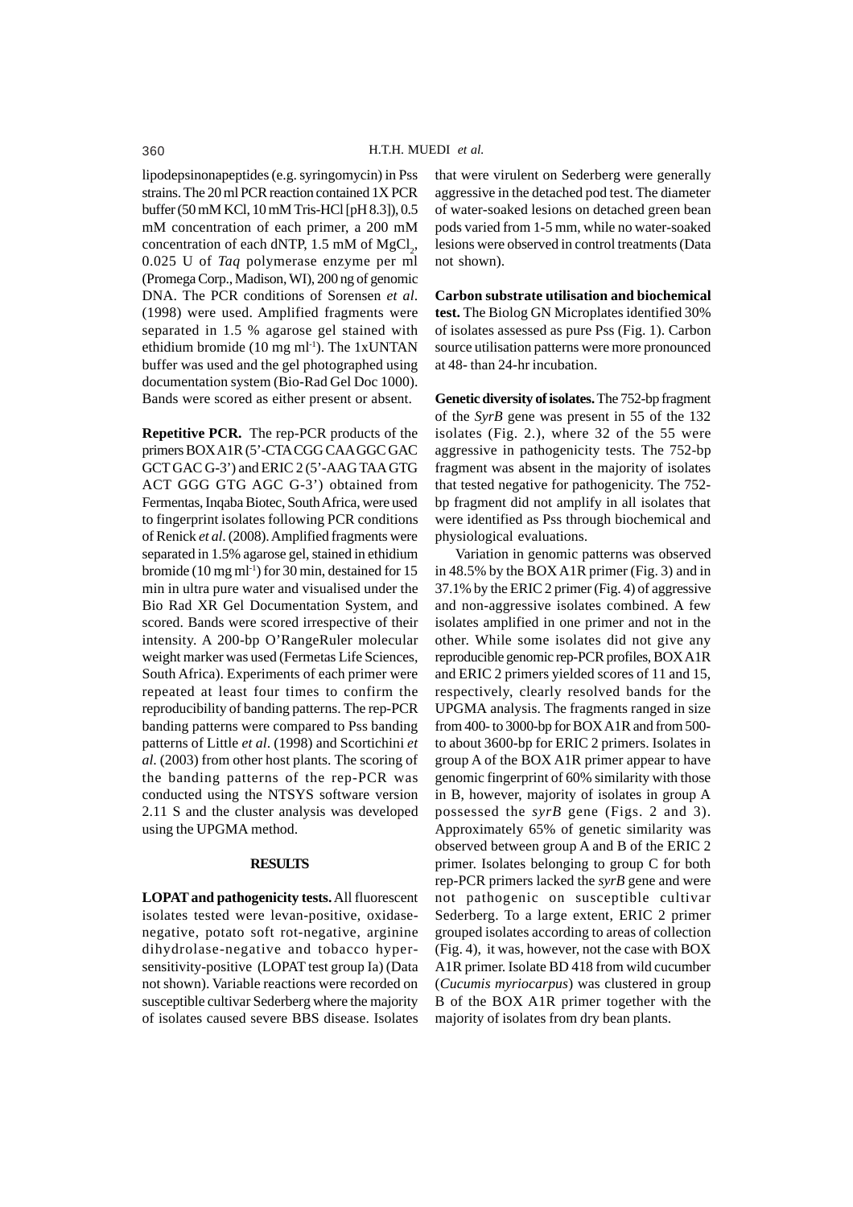lipodepsinonapeptides (e.g. syringomycin) in Pss strains. The 20 ml PCR reaction contained 1X PCR buffer (50 mM KCl, 10 mM Tris-HCl [pH 8.3]), 0.5 mM concentration of each primer, a 200 mM concentration of each dNTP, 1.5 mM of $MgCl_2$, 0.025 U of *Taq* polymerase enzyme per ml (Promega Corp., Madison, WI), 200 ng of genomic DNA. The PCR conditions of Sorensen *et al*. (1998) were used. Amplified fragments were separated in 1.5 % agarose gel stained with ethidium bromide (10 mg $ml^{-1}$). The 1xUNTAN buffer was used and the gel photographed using documentation system (Bio-Rad Gel Doc 1000). Bands were scored as either present or absent.

**Repetitive PCR.** The rep-PCR products of the primers BOX A1R (5'-CTA CGG CAA GGC GAC GCT GAC G-3') and ERIC 2 (5'-AAG TAA GTG ACT GGG GTG AGC G-3') obtained from Fermentas, Inqaba Biotec, South Africa, were used to fingerprint isolates following PCR conditions of Renick *et al*. (2008). Amplified fragments were separated in 1.5% agarose gel, stained in ethidium bromide (10 mg $ml^{-1}$) for 30 min, destained for 15 min in ultra pure water and visualised under the Bio Rad XR Gel Documentation System, and scored. Bands were scored irrespective of their intensity. A 200-bp O'RangeRuler molecular weight marker was used (Fermetas Life Sciences, South Africa). Experiments of each primer were repeated at least four times to confirm the reproducibility of banding patterns. The rep-PCR banding patterns were compared to Pss banding patterns of Little *et al*. (1998) and Scortichini *et al*. (2003) from other host plants. The scoring of the banding patterns of the rep-PCR was conducted using the NTSYS software version 2.11 S and the cluster analysis was developed using the UPGMA method.

## RESULTS

**LOPAT and pathogenicity tests.** All fluorescent isolates tested were levan-positive, oxidase-negative, potato soft rot-negative, arginine dihydrolase-negative and tobacco hypersensitivity-positive (LOPAT test group Ia) (Data not shown). Variable reactions were recorded on susceptible cultivar Sederberg where the majority of isolates caused severe BBS disease. Isolates that were virulent on Sederberg were generally aggressive in the detached pod test. The diameter of water-soaked lesions on detached green bean pods varied from 1-5 mm, while no water-soaked lesions were observed in control treatments (Data not shown).

**Carbon substrate utilisation and biochemical test.** The Biolog GN Microplates identified 30% of isolates assessed as pure Pss (Fig. 1). Carbon source utilisation patterns were more pronounced at 48- than 24-hr incubation.

**Genetic diversity of isolates.** The 752-bp fragment of the *SyrB* gene was present in 55 of the 132 isolates (Fig. 2.), where 32 of the 55 were aggressive in pathogenicity tests. The 752-bp fragment was absent in the majority of isolates that tested negative for pathogenicity. The 752-bp fragment did not amplify in all isolates that were identified as Pss through biochemical and physiological evaluations.

Variation in genomic patterns was observed in 48.5% by the BOX A1R primer (Fig. 3) and in 37.1% by the ERIC 2 primer (Fig. 4) of aggressive and non-aggressive isolates combined. A few isolates amplified in one primer and not in the other. While some isolates did not give any reproducible genomic rep-PCR profiles, BOX A1R and ERIC 2 primers yielded scores of 11 and 15, respectively, clearly resolved bands for the UPGMA analysis. The fragments ranged in size from 400- to 3000-bp for BOX A1R and from 500- to about 3600-bp for ERIC 2 primers. Isolates in group A of the BOX A1R primer appear to have genomic fingerprint of 60% similarity with those in B, however, majority of isolates in group A possessed the *syrB* gene (Figs. 2 and 3). Approximately 65% of genetic similarity was observed between group A and B of the ERIC 2 primer. Isolates belonging to group C for both rep-PCR primers lacked the *syrB* gene and were not pathogenic on susceptible cultivar Sederberg. To a large extent, ERIC 2 primer grouped isolates according to areas of collection (Fig. 4), it was, however, not the case with BOX A1R primer. Isolate BD 418 from wild cucumber (*Cucumis myriocarpus*) was clustered in group B of the BOX A1R primer together with the majority of isolates from dry bean plants.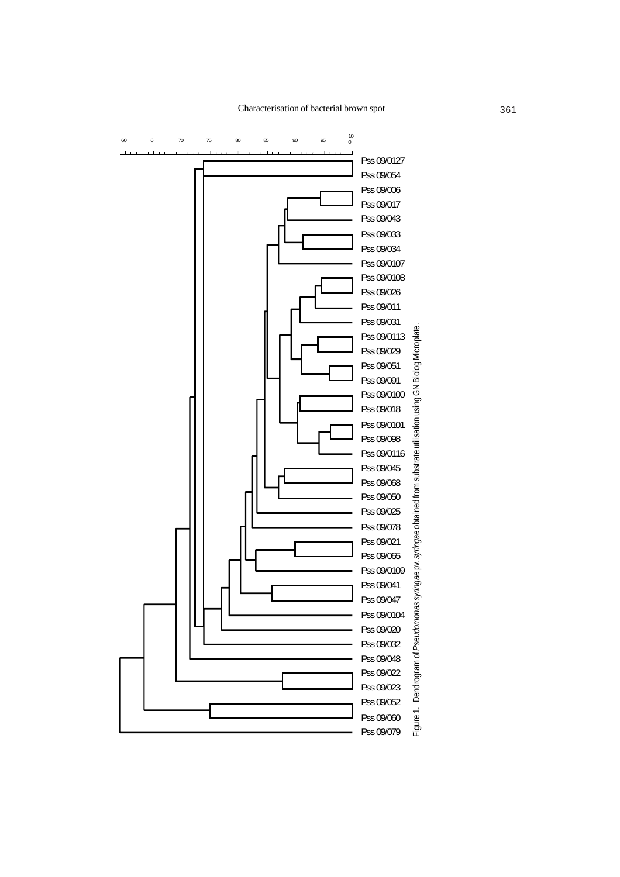Figure 1. Dendrogram of *Pseudomonas syringae* pv. *syringae* obtained from substrate utilisation using GN Biolog Microplate.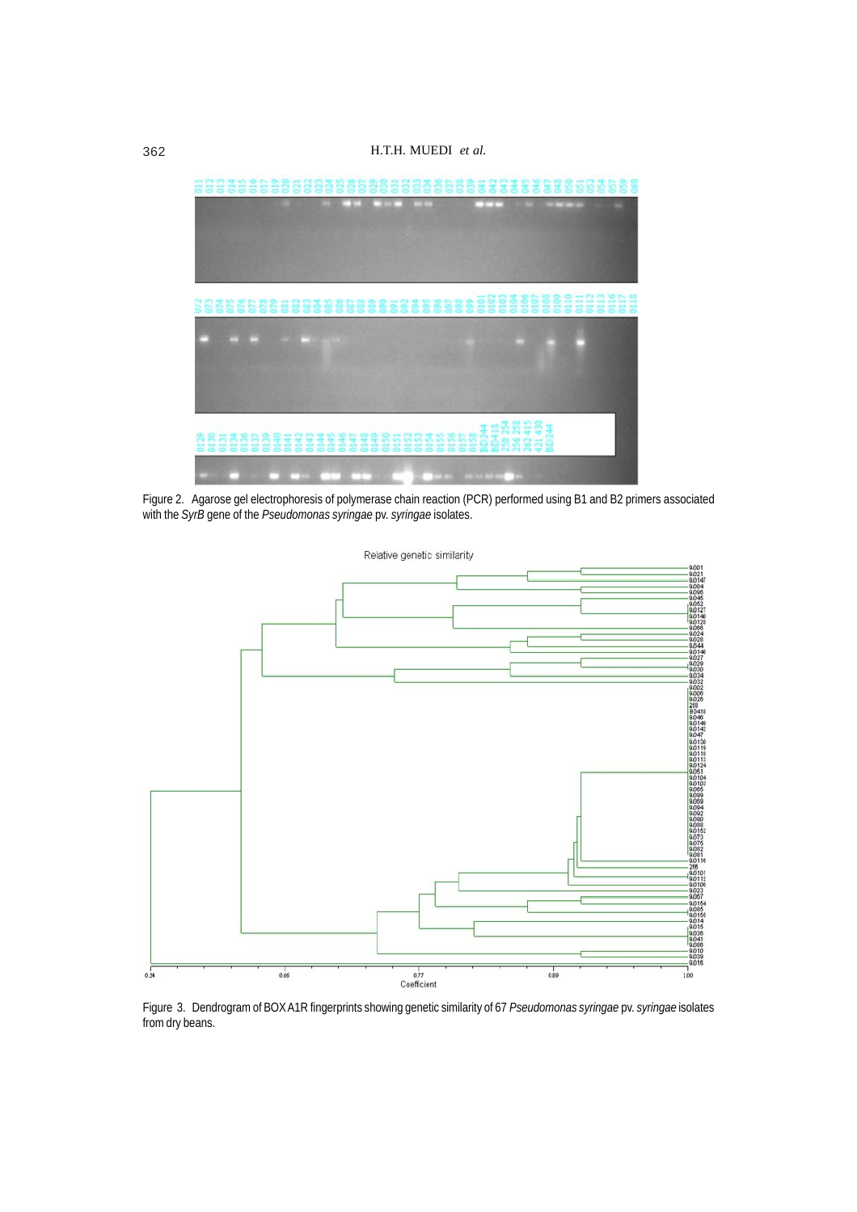Figure 2. Agarose gel electrophoresis of polymerase chain reaction (PCR) performed using B1 and B2 primers associated with the *SyrB* gene of the *Pseudomonas syringae* pv. *syringae* isolates.

Figure 3. Dendrogram of BOX A1R fingerprints showing genetic similarity of 67 *Pseudomonas syringae* pv. *syringae* isolates from dry beans.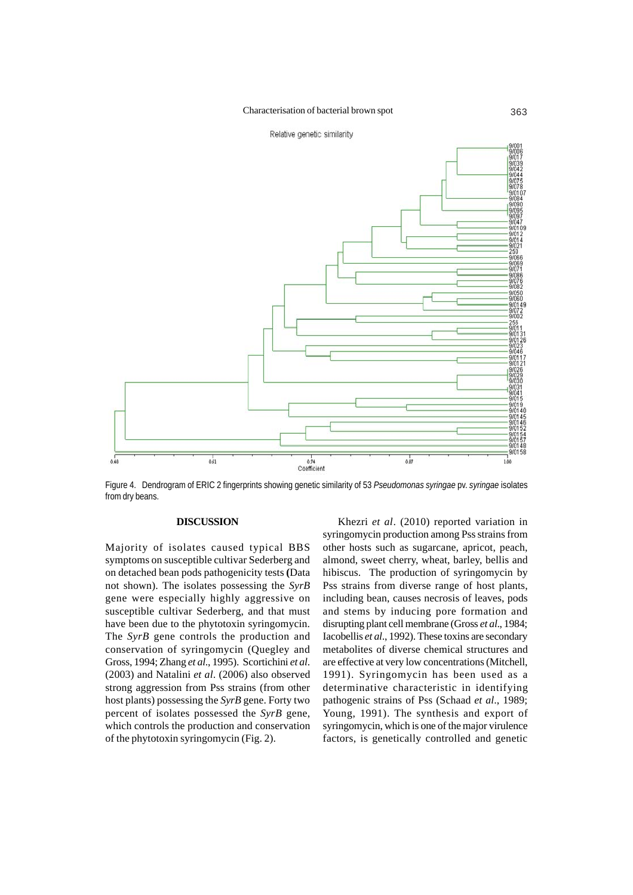Figure 4. Dendrogram of ERIC 2 fingerprints showing genetic similarity of 53 *Pseudomonas syringae* pv. *syringae* isolates from dry beans.

## DISCUSSION

Majority of isolates caused typical BBS symptoms on susceptible cultivar Sederberg and on detached bean pods pathogenicity tests **(**Data not shown). The isolates possessing the *SyrB* gene were especially highly aggressive on susceptible cultivar Sederberg, and that must have been due to the phytotoxin syringomycin. The *SyrB* gene controls the production and conservation of syringomycin (Quegley and Gross, 1994; Zhang *et al*., 1995). Scortichini *et al*. (2003) and Natalini *et al*. (2006) also observed strong aggression from Pss strains (from other host plants) possessing the *SyrB* gene. Forty two percent of isolates possessed the *SyrB* gene, which controls the production and conservation of the phytotoxin syringomycin (Fig. 2).

Khezri *et al*. (2010) reported variation in syringomycin production among Pss strains from other hosts such as sugarcane, apricot, peach, almond, sweet cherry, wheat, barley, bellis and hibiscus. The production of syringomycin by Pss strains from diverse range of host plants, including bean, causes necrosis of leaves, pods and stems by inducing pore formation and disrupting plant cell membrane (Gross *et al*., 1984; Iacobellis *et al*., 1992). These toxins are secondary metabolites of diverse chemical structures and are effective at very low concentrations (Mitchell, 1991). Syringomycin has been used as a determinative characteristic in identifying pathogenic strains of Pss (Schaad *et al*., 1989; Young, 1991). The synthesis and export of syringomycin, which is one of the major virulence factors, is genetically controlled and genetic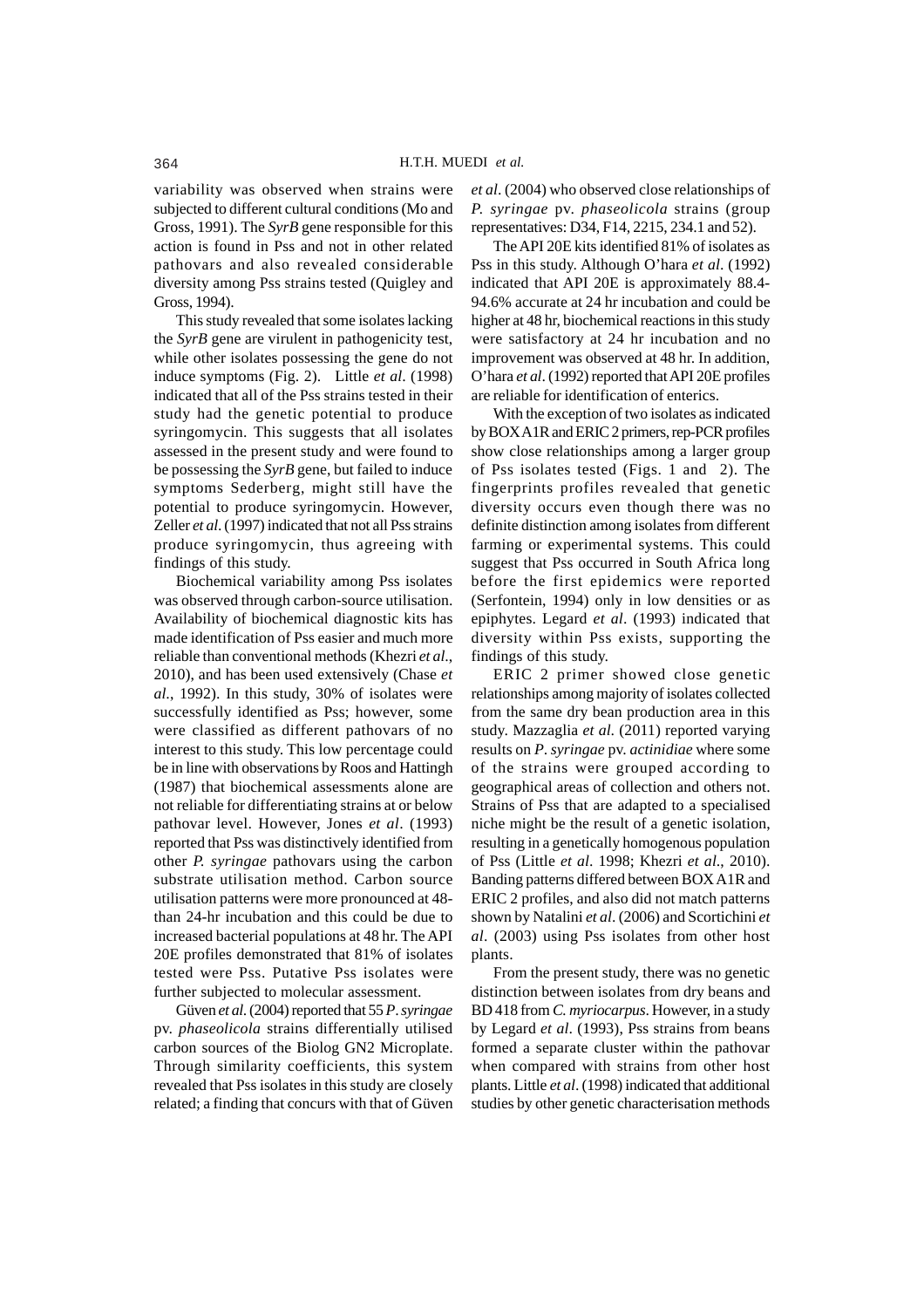variability was observed when strains were subjected to different cultural conditions (Mo and Gross, 1991). The *SyrB* gene responsible for this action is found in Pss and not in other related pathovars and also revealed considerable diversity among Pss strains tested (Quigley and Gross, 1994).

This study revealed that some isolates lacking the *SyrB* gene are virulent in pathogenicity test, while other isolates possessing the gene do not induce symptoms (Fig. 2). Little *et al*. (1998) indicated that all of the Pss strains tested in their study had the genetic potential to produce syringomycin. This suggests that all isolates assessed in the present study and were found to be possessing the *SyrB* gene, but failed to induce symptoms Sederberg, might still have the potential to produce syringomycin. However, Zeller *et al*. (1997) indicated that not all Pss strains produce syringomycin, thus agreeing with findings of this study.

Biochemical variability among Pss isolates was observed through carbon-source utilisation. Availability of biochemical diagnostic kits has made identification of Pss easier and much more reliable than conventional methods (Khezri *et al*., 2010), and has been used extensively (Chase *et al*., 1992). In this study, 30% of isolates were successfully identified as Pss; however, some were classified as different pathovars of no interest to this study. This low percentage could be in line with observations by Roos and Hattingh (1987) that biochemical assessments alone are not reliable for differentiating strains at or below pathovar level. However, Jones *et al*. (1993) reported that Pss was distinctively identified from other *P. syringae* pathovars using the carbon substrate utilisation method. Carbon source utilisation patterns were more pronounced at 48- than 24-hr incubation and this could be due to increased bacterial populations at 48 hr. The API 20E profiles demonstrated that 81% of isolates tested were Pss. Putative Pss isolates were further subjected to molecular assessment.

Güven *et al*. (2004) reported that 55 *P. syringae* pv. *phaseolicola* strains differentially utilised carbon sources of the Biolog GN2 Microplate. Through similarity coefficients, this system revealed that Pss isolates in this study are closely related; a finding that concurs with that of Güven *et al*. (2004) who observed close relationships of *P. syringae* pv. *phaseolicola* strains (group representatives: D34, F14, 2215, 234.1 and 52).

The API 20E kits identified 81% of isolates as Pss in this study. Although O'hara *et al*. (1992) indicated that API 20E is approximately 88.4-94.6% accurate at 24 hr incubation and could be higher at 48 hr, biochemical reactions in this study were satisfactory at 24 hr incubation and no improvement was observed at 48 hr. In addition, O'hara *et al*. (1992) reported that API 20E profiles are reliable for identification of enterics.

With the exception of two isolates as indicated by BOX A1R and ERIC 2 primers, rep-PCR profiles show close relationships among a larger group of Pss isolates tested (Figs. 1 and 2). The fingerprints profiles revealed that genetic diversity occurs even though there was no definite distinction among isolates from different farming or experimental systems. This could suggest that Pss occurred in South Africa long before the first epidemics were reported (Serfontein, 1994) only in low densities or as epiphytes. Legard *et al*. (1993) indicated that diversity within Pss exists, supporting the findings of this study.

ERIC 2 primer showed close genetic relationships among majority of isolates collected from the same dry bean production area in this study. Mazzaglia *et al*. (2011) reported varying results on *P. syringae* pv. *actinidiae* where some of the strains were grouped according to geographical areas of collection and others not. Strains of Pss that are adapted to a specialised niche might be the result of a genetic isolation, resulting in a genetically homogenous population of Pss (Little *et al*. 1998; Khezri *et al*., 2010). Banding patterns differed between BOX A1R and ERIC 2 profiles, and also did not match patterns shown by Natalini *et al*. (2006) and Scortichini *et al*. (2003) using Pss isolates from other host plants.

From the present study, there was no genetic distinction between isolates from dry beans and BD 418 from *C. myriocarpus*. However, in a study by Legard *et al*. (1993), Pss strains from beans formed a separate cluster within the pathovar when compared with strains from other host plants. Little *et al*. (1998) indicated that additional studies by other genetic characterisation methods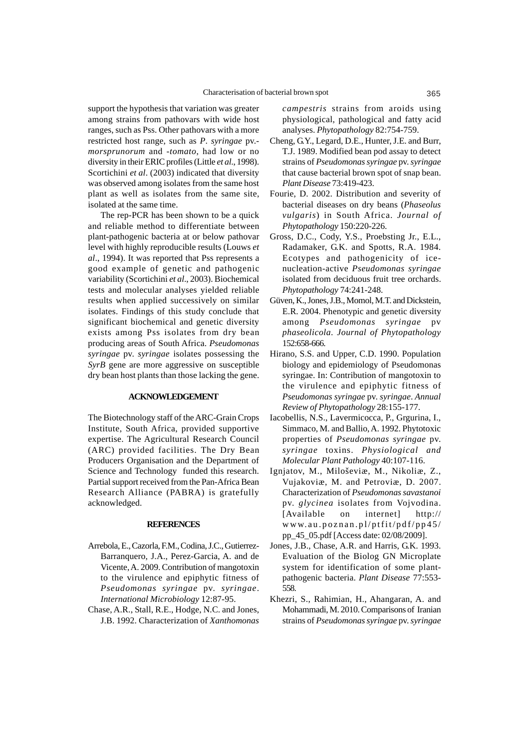support the hypothesis that variation was greater among strains from pathovars with wide host ranges, such as Pss. Other pathovars with a more restricted host range, such as *P. syringae* pv.-*morsprunorum* and -*tomato*, had low or no diversity in their ERIC profiles (Little *et al*., 1998). Scortichini *et al*. (2003) indicated that diversity was observed among isolates from the same host plant as well as isolates from the same site, isolated at the same time.

The rep-PCR has been shown to be a quick and reliable method to differentiate between plant-pathogenic bacteria at or below pathovar level with highly reproducible results (Louws *et al*., 1994). It was reported that Pss represents a good example of genetic and pathogenic variability (Scortichini *et al*., 2003). Biochemical tests and molecular analyses yielded reliable results when applied successively on similar isolates. Findings of this study conclude that significant biochemical and genetic diversity exists among Pss isolates from dry bean producing areas of South Africa. *Pseudomonas syringae* pv. *syringae* isolates possessing the *SyrB* gene are more aggressive on susceptible dry bean host plants than those lacking the gene.

## ACKNOWLEDGEMENT

The Biotechnology staff of the ARC-Grain Crops Institute, South Africa, provided supportive expertise. The Agricultural Research Council (ARC) provided facilities. The Dry Bean Producers Organisation and the Department of Science and Technology funded this research. Partial support received from the Pan-Africa Bean Research Alliance (PABRA) is gratefully acknowledged.

## REFERENCES

Arrebola, E., Cazorla, F.M., Codina, J.C., Gutierrez-Barranquero, J.A., Perez-Garcia, A. and de Vicente, A. 2009. Contribution of mangotoxin to the virulence and epiphytic fitness of *Pseudomonas syringae* pv. *syringae*. *International Microbiology* 12:87-95.

Chase, A.R., Stall, R.E., Hodge, N.C. and Jones, J.B. 1992. Characterization of *Xanthomonas campestris* strains from aroids using physiological, pathological and fatty acid analyses. *Phytopathology* 82:754-759.

Cheng, G.Y., Legard, D.E., Hunter, J.E. and Burr, T.J. 1989. Modified bean pod assay to detect strains of *Pseudomonas syringae* pv. *syringae* that cause bacterial brown spot of snap bean. *Plant Disease* 73:419-423.

Fourie, D. 2002. Distribution and severity of bacterial diseases on dry beans (*Phaseolus vulgaris*) in South Africa. *Journal of Phytopathology* 150:220-226.

Gross, D.C., Cody, Y.S., Proebsting Jr., E.L., Radamaker, G.K. and Spotts, R.A. 1984. Ecotypes and pathogenicity of ice-nucleation-active *Pseudomonas syringae* isolated from deciduous fruit tree orchards. *Phytopathology* 74:241-248.

Güven, K., Jones, J.B., Momol, M.T. and Dickstein, E.R. 2004. Phenotypic and genetic diversity among *Pseudomonas syringae* pv *phaseolicola*. *Journal of Phytopathology* 152:658-666.

Hirano, S.S. and Upper, C.D. 1990. Population biology and epidemiology of Pseudomonas syringae. In: Contribution of mangotoxin to the virulence and epiphytic fitness of *Pseudomonas syringae* pv. *syringae*. *Annual Review of Phytopathology* 28:155-177.

Iacobellis, N.S., Lavermicocca, P., Grgurina, I., Simmaco, M. and Ballio, A. 1992. Phytotoxic properties of *Pseudomonas syringae* pv. *syringae* toxins. *Physiological and Molecular Plant Pathology* 40:107-116.

Ignjatov, M., Miloševiæ, M., Nikoliæ, Z., Vujakoviæ, M. and Petroviæ, D. 2007. Characterization of *Pseudomonas savastanoi* pv. *glycinea* isolates from Vojvodina. [Available on internet] http://www.au.poznan.pl/ptfit/pdf/pp45/pp_45_05.pdf [Access date: 02/08/2009].

Jones, J.B., Chase, A.R. and Harris, G.K. 1993. Evaluation of the Biolog GN Microplate system for identification of some plant-pathogenic bacteria. *Plant Disease* 77:553-558.

Khezri, S., Rahimian, H., Ahangaran, A. and Mohammadi, M. 2010. Comparisons of Iranian strains of *Pseudomonas syringae* pv. *syringae*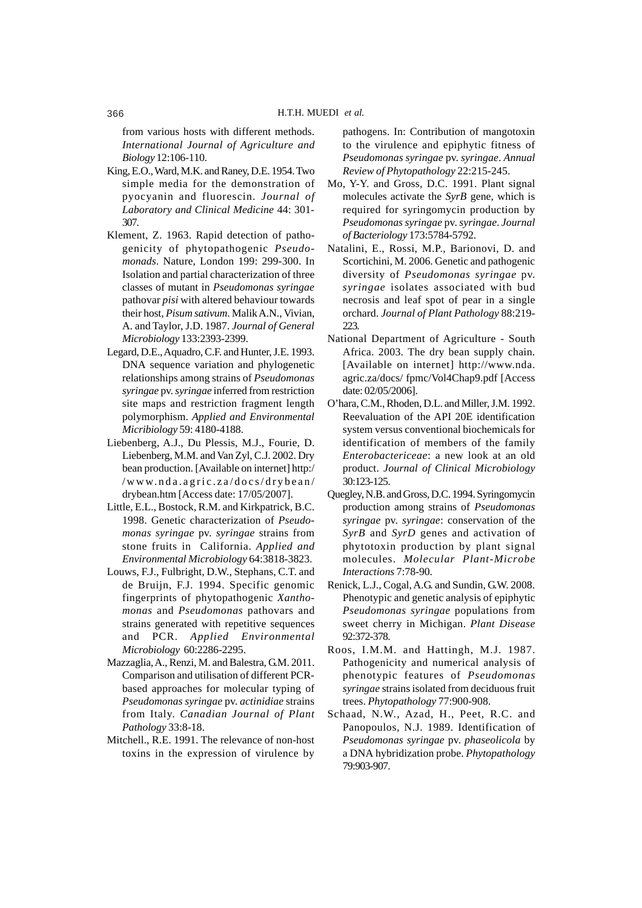from various hosts with different methods. *International Journal of Agriculture and Biology* 12:106-110.

King, E.O., Ward, M.K. and Raney, D.E. 1954. Two simple media for the demonstration of pyocyanin and fluorescin. *Journal of Laboratory and Clinical Medicine* 44: 301-307.

Klement, Z. 1963. Rapid detection of pathogenicity of phytopathogenic *Pseudomonads*. Nature, London 199: 299-300. In Isolation and partial characterization of three classes of mutant in *Pseudomonas syringae* pathovar *pisi* with altered behaviour towards their host, *Pisum sativum*. Malik A.N., Vivian, A. and Taylor, J.D. 1987. *Journal of General Microbiology* 133:2393-2399.

Legard, D.E., Aquadro, C.F. and Hunter, J.E. 1993. DNA sequence variation and phylogenetic relationships among strains of *Pseudomonas syringae* pv. *syringae* inferred from restriction site maps and restriction fragment length polymorphism. *Applied and Environmental Micribiology* 59: 4180-4188.

Liebenberg, A.J., Du Plessis, M.J., Fourie, D. Liebenberg, M.M. and Van Zyl, C.J. 2002. Dry bean production. [Available on internet] http://www.nda.agric.za/docs/drybean/drybean.htm [Access date: 17/05/2007].

Little, E.L., Bostock, R.M. and Kirkpatrick, B.C. 1998. Genetic characterization of *Pseudomonas syringae* pv. *syringae* strains from stone fruits in California. *Applied and Environmental Microbiology* 64:3818-3823.

Louws, F.J., Fulbright, D.W., Stephans, C.T. and de Bruijn, F.J. 1994. Specific genomic fingerprints of phytopathogenic *Xanthomonas* and *Pseudomonas* pathovars and strains generated with repetitive sequences and PCR. *Applied Environmental Microbiology* 60:2286-2295.

Mazzaglia, A., Renzi, M. and Balestra, G.M. 2011. Comparison and utilisation of different PCR-based approaches for molecular typing of *Pseudomonas syringae* pv. *actinidiae* strains from Italy. *Canadian Journal of Plant Pathology* 33:8-18.

Mitchell., R.E. 1991. The relevance of non-host toxins in the expression of virulence by pathogens. In: Contribution of mangotoxin to the virulence and epiphytic fitness of *Pseudomonas syringae* pv. *syringae*. *Annual Review of Phytopathology* 22:215-245.

Mo, Y-Y. and Gross, D.C. 1991. Plant signal molecules activate the *SyrB* gene, which is required for syringomycin production by *Pseudomonas syringae* pv. *syringae*. *Journal of Bacteriology* 173:5784-5792.

Natalini, E., Rossi, M.P., Barionovi, D. and Scortichini, M. 2006. Genetic and pathogenic diversity of *Pseudomonas syringae* pv. *syringae* isolates associated with bud necrosis and leaf spot of pear in a single orchard. *Journal of Plant Pathology* 88:219-223.

National Department of Agriculture - South Africa. 2003. The dry bean supply chain. [Available on internet] http://www.nda.agric.za/docs/ fpmc/Vol4Chap9.pdf [Access date: 02/05/2006].

O'hara, C.M., Rhoden, D.L. and Miller, J.M. 1992. Reevaluation of the API 20E identification system versus conventional biochemicals for identification of members of the family *Enterobactericeae*: a new look at an old product. *Journal of Clinical Microbiology* 30:123-125.

Quegley, N.B. and Gross, D.C. 1994. Syringomycin production among strains of *Pseudomonas syringae* pv. *syringae*: conservation of the *SyrB* and *SyrD* genes and activation of phytotoxin production by plant signal molecules. *Molecular Plant-Microbe Interactions* 7:78-90.

Renick, L.J., Cogal, A.G. and Sundin, G.W. 2008. Phenotypic and genetic analysis of epiphytic *Pseudomonas syringae* populations from sweet cherry in Michigan. *Plant Disease* 92:372-378.

Roos, I.M.M. and Hattingh, M.J. 1987. Pathogenicity and numerical analysis of phenotypic features of *Pseudomonas syringae* strains isolated from deciduous fruit trees. *Phytopathology* 77:900-908.

Schaad, N.W., Azad, H., Peet, R.C. and Panopoulos, N.J. 1989. Identification of *Pseudomonas syringae* pv. *phaseolicola* by a DNA hybridization probe. *Phytopathology* 79:903-907.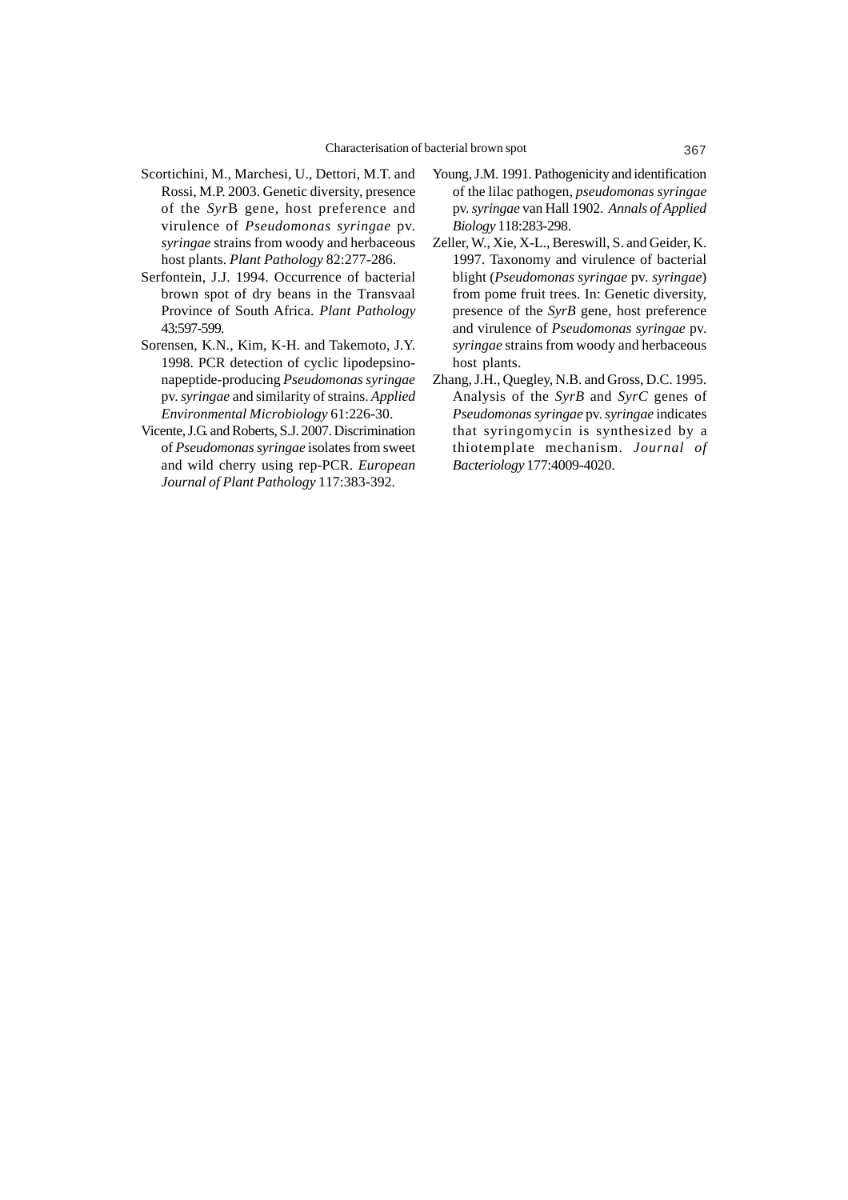Scortichini, M., Marchesi, U., Dettori, M.T. and Rossi, M.P. 2003. Genetic diversity, presence of the *Syr*B gene, host preference and virulence of *Pseudomonas syringae* pv. *syringae* strains from woody and herbaceous host plants. *Plant Pathology* 82:277-286.

Serfontein, J.J. 1994. Occurrence of bacterial brown spot of dry beans in the Transvaal Province of South Africa. *Plant Pathology* 43:597-599.

Sorensen, K.N., Kim, K-H. and Takemoto, J.Y. 1998. PCR detection of cyclic lipodepsinonapeptide-producing *Pseudomonas syringae* pv. *syringae* and similarity of strains. *Applied Environmental Microbiology* 61:226-30.

Vicente, J.G. and Roberts, S.J. 2007. Discrimination of *Pseudomonas syringae* isolates from sweet and wild cherry using rep-PCR. *European Journal of Plant Pathology* 117:383-392.

Young, J.M. 1991. Pathogenicity and identification of the lilac pathogen, *pseudomonas syringae* pv. *syringae* van Hall 1902. *Annals of Applied Biology* 118:283-298.

Zeller, W., Xie, X-L., Bereswill, S. and Geider, K. 1997. Taxonomy and virulence of bacterial blight (*Pseudomonas syringae* pv. *syringae*) from pome fruit trees. In: Genetic diversity, presence of the *SyrB* gene, host preference and virulence of *Pseudomonas syringae* pv. *syringae* strains from woody and herbaceous host plants.

Zhang, J.H., Quegley, N.B. and Gross, D.C. 1995. Analysis of the *SyrB* and *SyrC* genes of *Pseudomonas syringae* pv. *syringae* indicates that syringomycin is synthesized by a thiotemplate mechanism. *Journal of Bacteriology* 177:4009-4020.